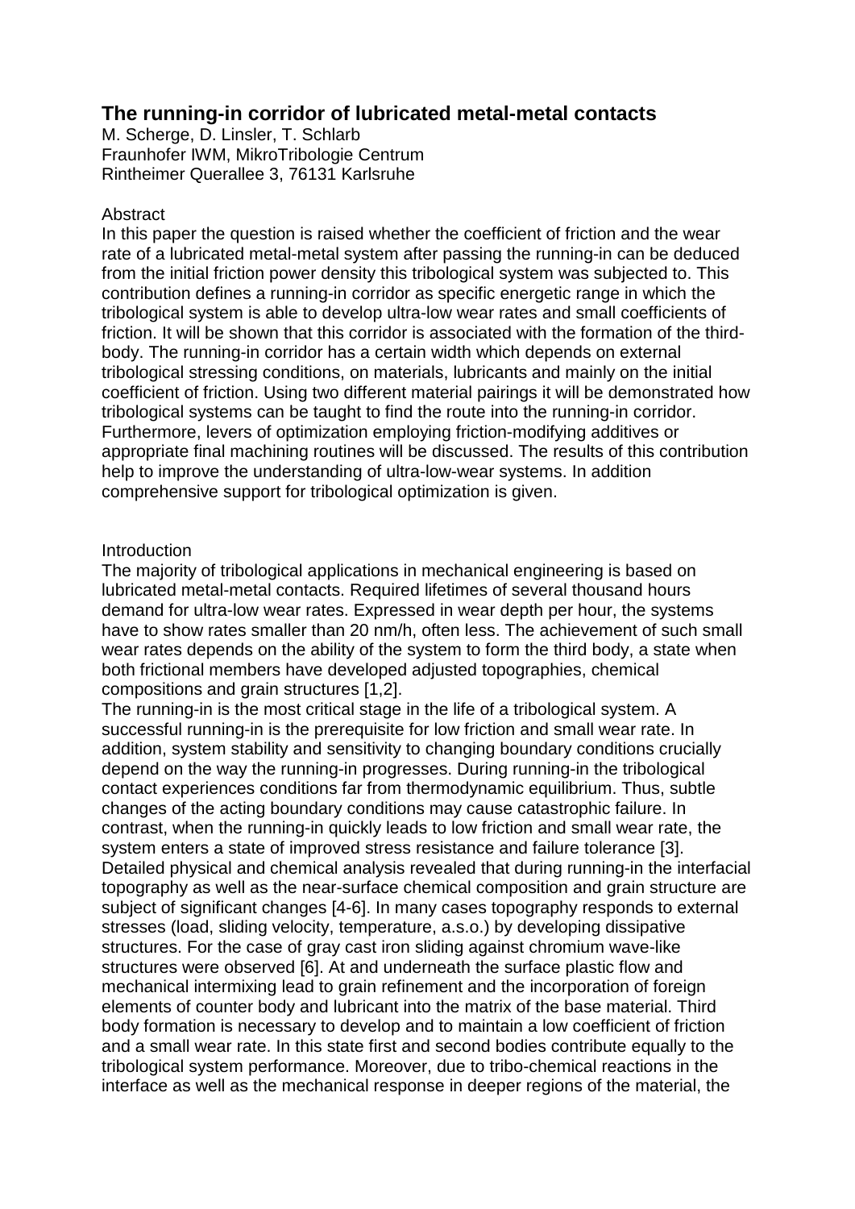# The running-in corridor of lubricated metal-metal contacts

M. Scherge, D. Linsler, T. Schlarb
Fraunhofer IWM, MikroTribologie Centrum
Rintheimer Querallee 3, 76131 Karlsruhe

## Abstract

In this paper the question is raised whether the coefficient of friction and the wear rate of a lubricated metal-metal system after passing the running-in can be deduced from the initial friction power density this tribological system was subjected to. This contribution defines a running-in corridor as specific energetic range in which the tribological system is able to develop ultra-low wear rates and small coefficients of friction. It will be shown that this corridor is associated with the formation of the third-body. The running-in corridor has a certain width which depends on external tribological stressing conditions, on materials, lubricants and mainly on the initial coefficient of friction. Using two different material pairings it will be demonstrated how tribological systems can be taught to find the route into the running-in corridor. Furthermore, levers of optimization employing friction-modifying additives or appropriate final machining routines will be discussed. The results of this contribution help to improve the understanding of ultra-low-wear systems. In addition comprehensive support for tribological optimization is given.

## Introduction

The majority of tribological applications in mechanical engineering is based on lubricated metal-metal contacts. Required lifetimes of several thousand hours demand for ultra-low wear rates. Expressed in wear depth per hour, the systems have to show rates smaller than 20 nm/h, often less. The achievement of such small wear rates depends on the ability of the system to form the third body, a state when both frictional members have developed adjusted topographies, chemical compositions and grain structures [1,2].

The running-in is the most critical stage in the life of a tribological system. A successful running-in is the prerequisite for low friction and small wear rate. In addition, system stability and sensitivity to changing boundary conditions crucially depend on the way the running-in progresses. During running-in the tribological contact experiences conditions far from thermodynamic equilibrium. Thus, subtle changes of the acting boundary conditions may cause catastrophic failure. In contrast, when the running-in quickly leads to low friction and small wear rate, the system enters a state of improved stress resistance and failure tolerance [3].

Detailed physical and chemical analysis revealed that during running-in the interfacial topography as well as the near-surface chemical composition and grain structure are subject of significant changes [4-6]. In many cases topography responds to external stresses (load, sliding velocity, temperature, a.s.o.) by developing dissipative structures. For the case of gray cast iron sliding against chromium wave-like structures were observed [6]. At and underneath the surface plastic flow and mechanical intermixing lead to grain refinement and the incorporation of foreign elements of counter body and lubricant into the matrix of the base material. Third body formation is necessary to develop and to maintain a low coefficient of friction and a small wear rate. In this state first and second bodies contribute equally to the tribological system performance. Moreover, due to tribo-chemical reactions in the interface as well as the mechanical response in deeper regions of the material, the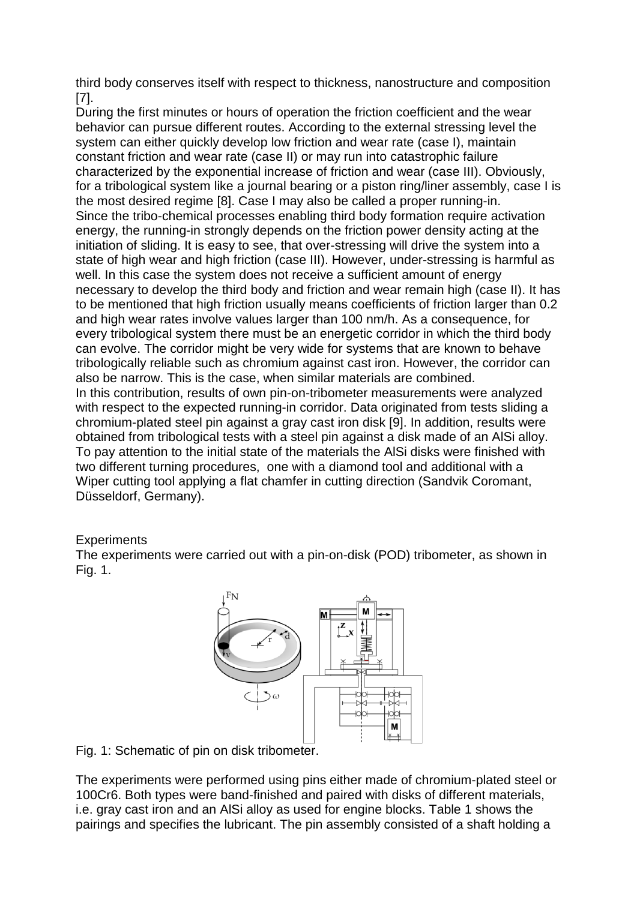third body conserves itself with respect to thickness, nanostructure and composition [7].

During the first minutes or hours of operation the friction coefficient and the wear behavior can pursue different routes. According to the external stressing level the system can either quickly develop low friction and wear rate (case I), maintain constant friction and wear rate (case II) or may run into catastrophic failure characterized by the exponential increase of friction and wear (case III). Obviously, for a tribological system like a journal bearing or a piston ring/liner assembly, case I is the most desired regime [8]. Case I may also be called a proper running-in.

Since the tribo-chemical processes enabling third body formation require activation energy, the running-in strongly depends on the friction power density acting at the initiation of sliding. It is easy to see, that over-stressing will drive the system into a state of high wear and high friction (case III). However, under-stressing is harmful as well. In this case the system does not receive a sufficient amount of energy necessary to develop the third body and friction and wear remain high (case II). It has to be mentioned that high friction usually means coefficients of friction larger than 0.2 and high wear rates involve values larger than 100 nm/h. As a consequence, for every tribological system there must be an energetic corridor in which the third body can evolve. The corridor might be very wide for systems that are known to behave tribologically reliable such as chromium against cast iron. However, the corridor can also be narrow. This is the case, when similar materials are combined.

In this contribution, results of own pin-on-tribometer measurements were analyzed with respect to the expected running-in corridor. Data originated from tests sliding a chromium-plated steel pin against a gray cast iron disk [9]. In addition, results were obtained from tribological tests with a steel pin against a disk made of an AlSi alloy. To pay attention to the initial state of the materials the AlSi disks were finished with two different turning procedures, one with a diamond tool and additional with a Wiper cutting tool applying a flat chamfer in cutting direction (Sandvik Coromant, Düsseldorf, Germany).

## Experiments

The experiments were carried out with a pin-on-disk (POD) tribometer, as shown in Fig. 1.

Fig. 1: Schematic of pin on disk tribometer.

The experiments were performed using pins either made of chromium-plated steel or 100Cr6. Both types were band-finished and paired with disks of different materials, i.e. gray cast iron and an AlSi alloy as used for engine blocks. Table 1 shows the pairings and specifies the lubricant. The pin assembly consisted of a shaft holding a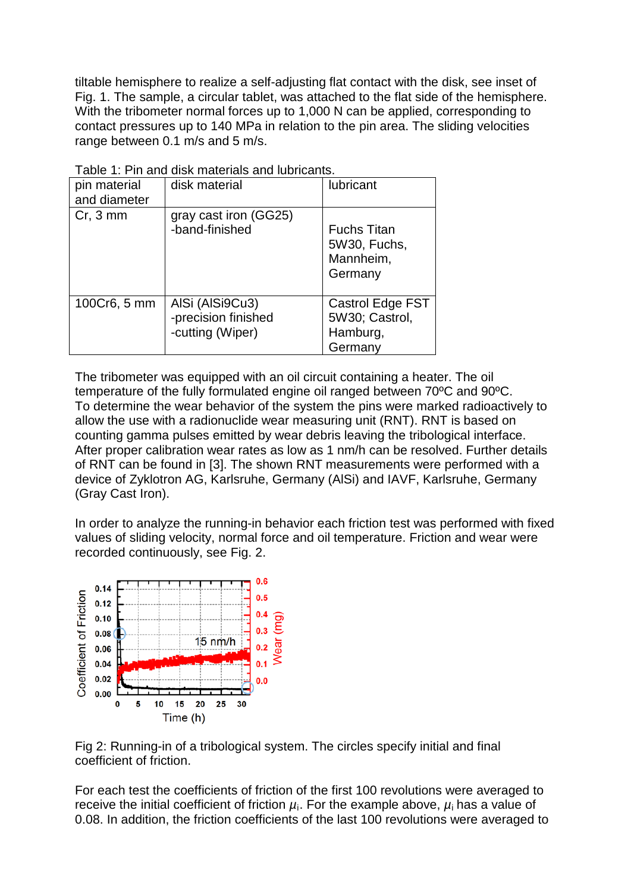tiltable hemisphere to realize a self-adjusting flat contact with the disk, see inset of Fig. 1. The sample, a circular tablet, was attached to the flat side of the hemisphere. With the tribometer normal forces up to 1,000 N can be applied, corresponding to contact pressures up to 140 MPa in relation to the pin area. The sliding velocities range between 0.1 m/s and 5 m/s.

Table 1: Pin and disk materials and lubricants.

| pin material and diameter | disk material | lubricant |
|---|---|---|
| Cr, 3 mm | gray cast iron (GG25) -band-finished | Fuchs Titan 5W30, Fuchs, Mannheim, Germany |
| 100Cr6, 5 mm | AlSi (AlSi9Cu3) -precision finished -cutting (Wiper) | Castrol Edge FST 5W30; Castrol, Hamburg, Germany |

The tribometer was equipped with an oil circuit containing a heater. The oil temperature of the fully formulated engine oil ranged between 70ºC and 90ºC.
To determine the wear behavior of the system the pins were marked radioactively to allow the use with a radionuclide wear measuring unit (RNT). RNT is based on counting gamma pulses emitted by wear debris leaving the tribological interface. After proper calibration wear rates as low as 1 nm/h can be resolved. Further details of RNT can be found in [3]. The shown RNT measurements were performed with a device of Zyklotron AG, Karlsruhe, Germany (AlSi) and IAVF, Karlsruhe, Germany (Gray Cast Iron).

In order to analyze the running-in behavior each friction test was performed with fixed values of sliding velocity, normal force and oil temperature. Friction and wear were recorded continuously, see Fig. 2.

Fig 2: Running-in of a tribological system. The circles specify initial and final coefficient of friction.

For each test the coefficients of friction of the first 100 revolutions were averaged to receive the initial coefficient of friction $\mu_i$. For the example above, $\mu_i$ has a value of 0.08. In addition, the friction coefficients of the last 100 revolutions were averaged to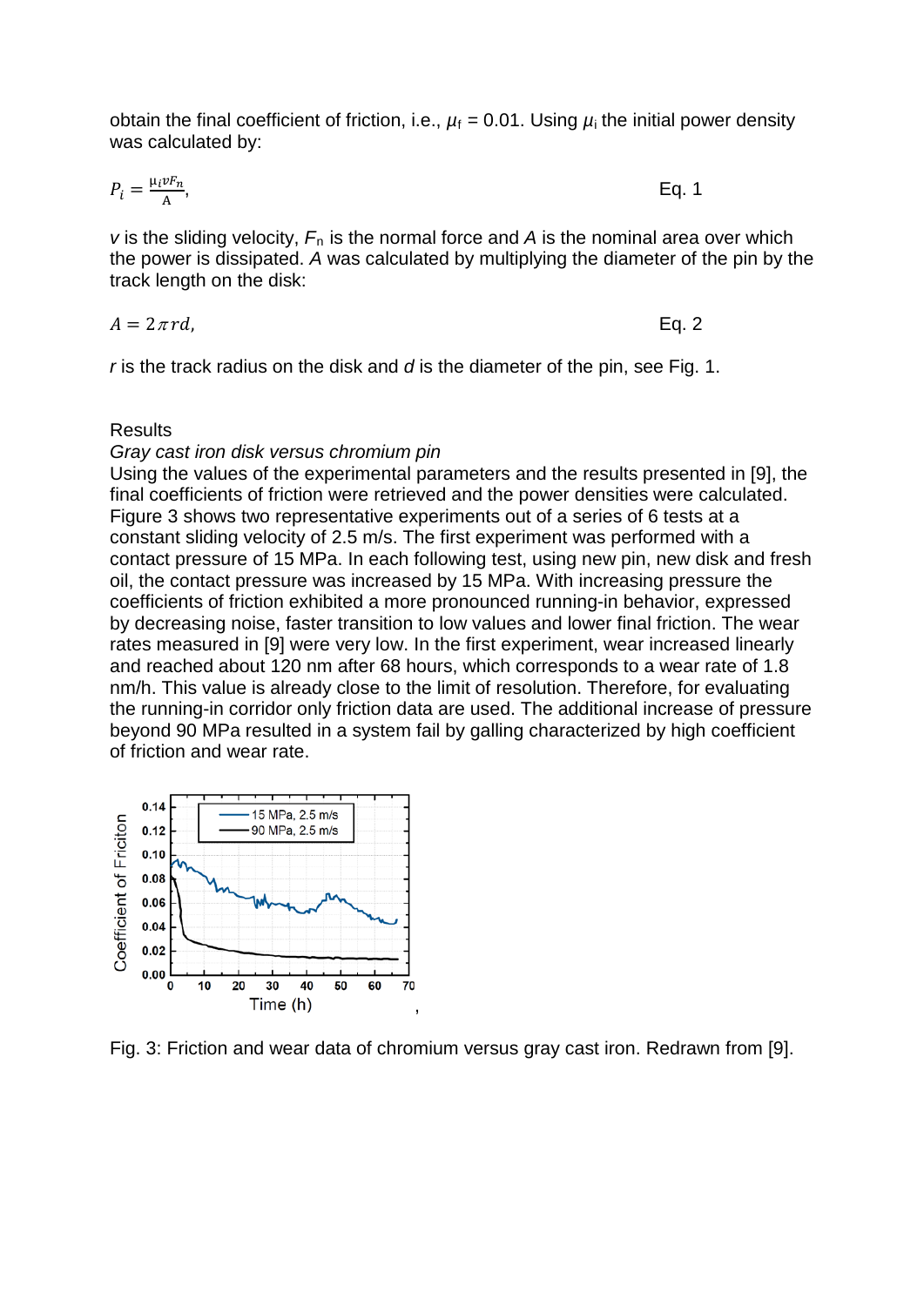obtain the final coefficient of friction, i.e., $\mu_f = 0.01$. Using $\mu_i$ the initial power density was calculated by:

$$P_i = \frac{\mu_i v F_n}{A}, \qquad \text{Eq. 1}$$

$v$ is the sliding velocity, $F_n$ is the normal force and $A$ is the nominal area over which the power is dissipated. $A$ was calculated by multiplying the diameter of the pin by the track length on the disk:

$$A = 2\pi r d, \qquad \text{Eq. 2}$$

$r$ is the track radius on the disk and $d$ is the diameter of the pin, see Fig. 1.

## Results

### *Gray cast iron disk versus chromium pin*

Using the values of the experimental parameters and the results presented in [9], the final coefficients of friction were retrieved and the power densities were calculated. Figure 3 shows two representative experiments out of a series of 6 tests at a constant sliding velocity of 2.5 m/s. The first experiment was performed with a contact pressure of 15 MPa. In each following test, using new pin, new disk and fresh oil, the contact pressure was increased by 15 MPa. With increasing pressure the coefficients of friction exhibited a more pronounced running-in behavior, expressed by decreasing noise, faster transition to low values and lower final friction. The wear rates measured in [9] were very low. In the first experiment, wear increased linearly and reached about 120 nm after 68 hours, which corresponds to a wear rate of 1.8 nm/h. This value is already close to the limit of resolution. Therefore, for evaluating the running-in corridor only friction data are used. The additional increase of pressure beyond 90 MPa resulted in a system fail by galling characterized by high coefficient of friction and wear rate.

Fig. 3: Friction and wear data of chromium versus gray cast iron. Redrawn from [9].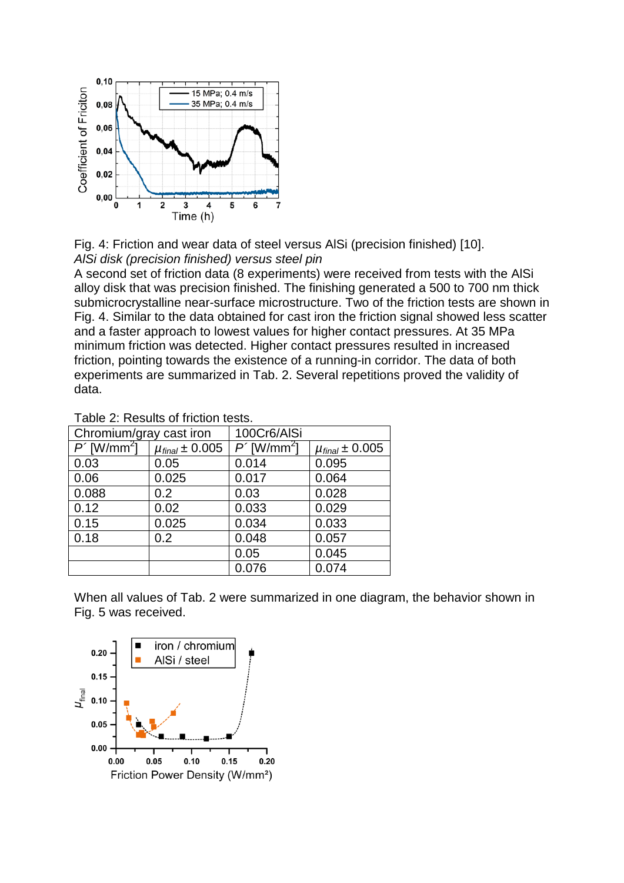Fig. 4: Friction and wear data of steel versus AlSi (precision finished) [10].

*AlSi disk (precision finished) versus steel pin*

A second set of friction data (8 experiments) were received from tests with the AlSi alloy disk that was precision finished. The finishing generated a 500 to 700 nm thick submicrocrystalline near-surface microstructure. Two of the friction tests are shown in Fig. 4. Similar to the data obtained for cast iron the friction signal showed less scatter and a faster approach to lowest values for higher contact pressures. At 35 MPa minimum friction was detected. Higher contact pressures resulted in increased friction, pointing towards the existence of a running-in corridor. The data of both experiments are summarized in Tab. 2. Several repetitions proved the validity of data.

Table 2: Results of friction tests.

| Chromium/gray cast iron | | 100Cr6/AlSi | |
|---|---|---|---|
| $P'$ [W/mm$^2$] | $\mu_{final} \pm 0.005$ | $P'$ [W/mm$^2$] | $\mu_{final} \pm 0.005$ |
| 0.03 | 0.05 | 0.014 | 0.095 |
| 0.06 | 0.025 | 0.017 | 0.064 |
| 0.088 | 0.2 | 0.03 | 0.028 |
| 0.12 | 0.02 | 0.033 | 0.029 |
| 0.15 | 0.025 | 0.034 | 0.033 |
| 0.18 | 0.2 | 0.048 | 0.057 |
| | | 0.05 | 0.045 |
| | | 0.076 | 0.074 |

When all values of Tab. 2 were summarized in one diagram, the behavior shown in Fig. 5 was received.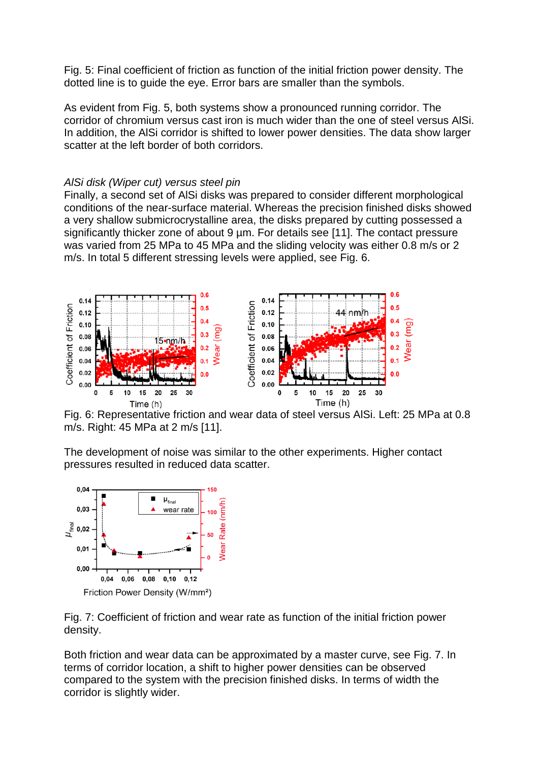Fig. 5: Final coefficient of friction as function of the initial friction power density. The dotted line is to guide the eye. Error bars are smaller than the symbols.

As evident from Fig. 5, both systems show a pronounced running corridor. The corridor of chromium versus cast iron is much wider than the one of steel versus AlSi. In addition, the AlSi corridor is shifted to lower power densities. The data show larger scatter at the left border of both corridors.

*AlSi disk (Wiper cut) versus steel pin*

Finally, a second set of AlSi disks was prepared to consider different morphological conditions of the near-surface material. Whereas the precision finished disks showed a very shallow submicrocrystalline area, the disks prepared by cutting possessed a significantly thicker zone of about 9 µm. For details see [11]. The contact pressure was varied from 25 MPa to 45 MPa and the sliding velocity was either 0.8 m/s or 2 m/s. In total 5 different stressing levels were applied, see Fig. 6.

Fig. 6: Representative friction and wear data of steel versus AlSi. Left: 25 MPa at 0.8 m/s. Right: 45 MPa at 2 m/s [11].

The development of noise was similar to the other experiments. Higher contact pressures resulted in reduced data scatter.

Fig. 7: Coefficient of friction and wear rate as function of the initial friction power density.

Both friction and wear data can be approximated by a master curve, see Fig. 7. In terms of corridor location, a shift to higher power densities can be observed compared to the system with the precision finished disks. In terms of width the corridor is slightly wider.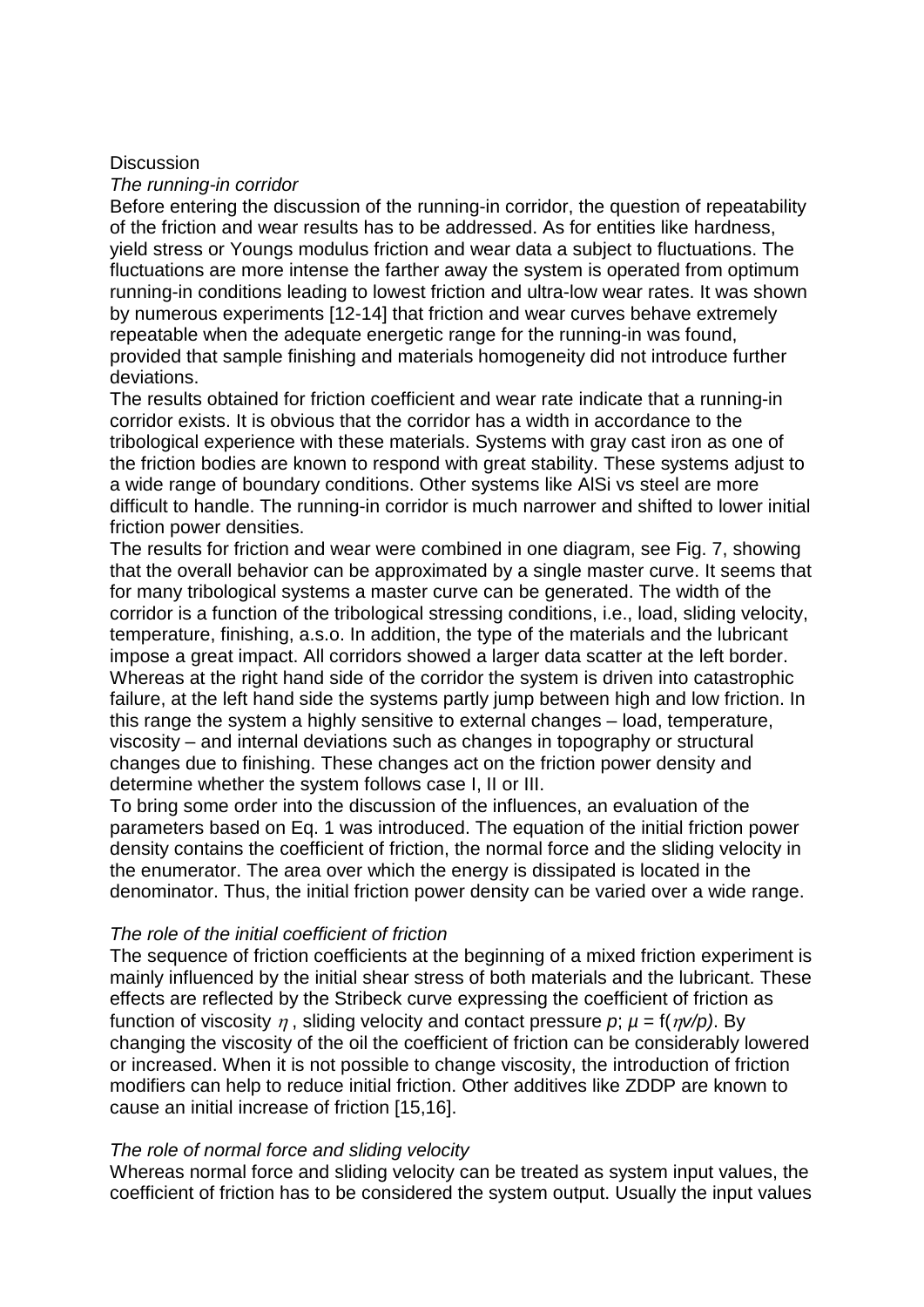Discussion

*The running-in corridor*

Before entering the discussion of the running-in corridor, the question of repeatability of the friction and wear results has to be addressed. As for entities like hardness, yield stress or Youngs modulus friction and wear data a subject to fluctuations. The fluctuations are more intense the farther away the system is operated from optimum running-in conditions leading to lowest friction and ultra-low wear rates. It was shown by numerous experiments [12-14] that friction and wear curves behave extremely repeatable when the adequate energetic range for the running-in was found, provided that sample finishing and materials homogeneity did not introduce further deviations.

The results obtained for friction coefficient and wear rate indicate that a running-in corridor exists. It is obvious that the corridor has a width in accordance to the tribological experience with these materials. Systems with gray cast iron as one of the friction bodies are known to respond with great stability. These systems adjust to a wide range of boundary conditions. Other systems like AlSi vs steel are more difficult to handle. The running-in corridor is much narrower and shifted to lower initial friction power densities.

The results for friction and wear were combined in one diagram, see Fig. 7, showing that the overall behavior can be approximated by a single master curve. It seems that for many tribological systems a master curve can be generated. The width of the corridor is a function of the tribological stressing conditions, i.e., load, sliding velocity, temperature, finishing, a.s.o. In addition, the type of the materials and the lubricant impose a great impact. All corridors showed a larger data scatter at the left border. Whereas at the right hand side of the corridor the system is driven into catastrophic failure, at the left hand side the systems partly jump between high and low friction. In this range the system a highly sensitive to external changes – load, temperature, viscosity – and internal deviations such as changes in topography or structural changes due to finishing. These changes act on the friction power density and determine whether the system follows case I, II or III.

To bring some order into the discussion of the influences, an evaluation of the parameters based on Eq. 1 was introduced. The equation of the initial friction power density contains the coefficient of friction, the normal force and the sliding velocity in the enumerator. The area over which the energy is dissipated is located in the denominator. Thus, the initial friction power density can be varied over a wide range.

*The role of the initial coefficient of friction*

The sequence of friction coefficients at the beginning of a mixed friction experiment is mainly influenced by the initial shear stress of both materials and the lubricant. These effects are reflected by the Stribeck curve expressing the coefficient of friction as function of viscosity $\eta$, sliding velocity and contact pressure $p$; $\mu = f(\eta v/p)$. By changing the viscosity of the oil the coefficient of friction can be considerably lowered or increased. When it is not possible to change viscosity, the introduction of friction modifiers can help to reduce initial friction. Other additives like ZDDP are known to cause an initial increase of friction [15,16].

*The role of normal force and sliding velocity*

Whereas normal force and sliding velocity can be treated as system input values, the coefficient of friction has to be considered the system output. Usually the input values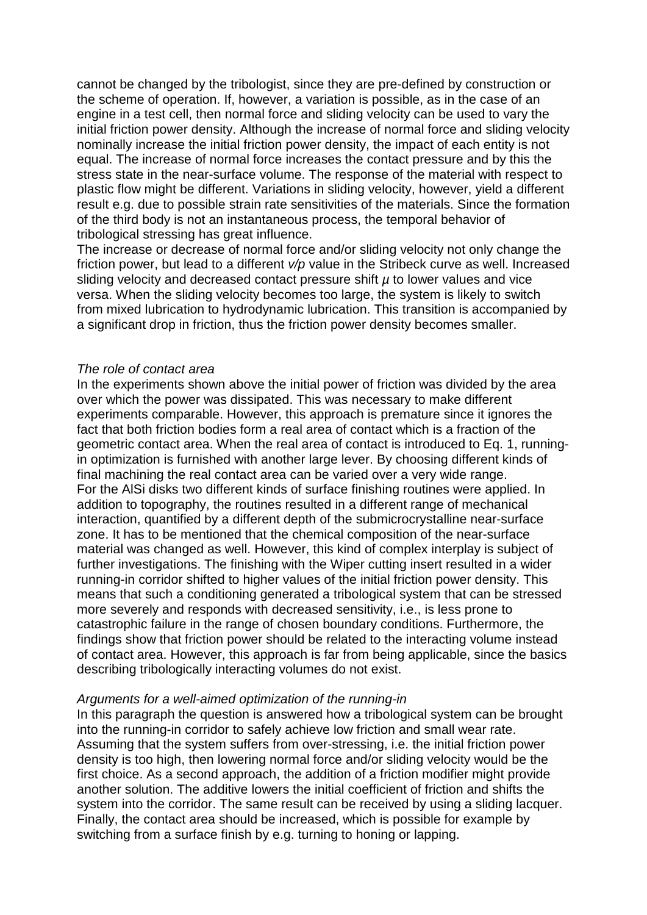cannot be changed by the tribologist, since they are pre-defined by construction or the scheme of operation. If, however, a variation is possible, as in the case of an engine in a test cell, then normal force and sliding velocity can be used to vary the initial friction power density. Although the increase of normal force and sliding velocity nominally increase the initial friction power density, the impact of each entity is not equal. The increase of normal force increases the contact pressure and by this the stress state in the near-surface volume. The response of the material with respect to plastic flow might be different. Variations in sliding velocity, however, yield a different result e.g. due to possible strain rate sensitivities of the materials. Since the formation of the third body is not an instantaneous process, the temporal behavior of tribological stressing has great influence.

The increase or decrease of normal force and/or sliding velocity not only change the friction power, but lead to a different $v/p$ value in the Stribeck curve as well. Increased sliding velocity and decreased contact pressure shift $\mu$ to lower values and vice versa. When the sliding velocity becomes too large, the system is likely to switch from mixed lubrication to hydrodynamic lubrication. This transition is accompanied by a significant drop in friction, thus the friction power density becomes smaller.

*The role of contact area*

In the experiments shown above the initial power of friction was divided by the area over which the power was dissipated. This was necessary to make different experiments comparable. However, this approach is premature since it ignores the fact that both friction bodies form a real area of contact which is a fraction of the geometric contact area. When the real area of contact is introduced to Eq. 1, running-in optimization is furnished with another large lever. By choosing different kinds of final machining the real contact area can be varied over a very wide range.

For the AlSi disks two different kinds of surface finishing routines were applied. In addition to topography, the routines resulted in a different range of mechanical interaction, quantified by a different depth of the submicrocrystalline near-surface zone. It has to be mentioned that the chemical composition of the near-surface material was changed as well. However, this kind of complex interplay is subject of further investigations. The finishing with the Wiper cutting insert resulted in a wider running-in corridor shifted to higher values of the initial friction power density. This means that such a conditioning generated a tribological system that can be stressed more severely and responds with decreased sensitivity, i.e., is less prone to catastrophic failure in the range of chosen boundary conditions. Furthermore, the findings show that friction power should be related to the interacting volume instead of contact area. However, this approach is far from being applicable, since the basics describing tribologically interacting volumes do not exist.

*Arguments for a well-aimed optimization of the running-in*

In this paragraph the question is answered how a tribological system can be brought into the running-in corridor to safely achieve low friction and small wear rate. Assuming that the system suffers from over-stressing, i.e. the initial friction power density is too high, then lowering normal force and/or sliding velocity would be the first choice. As a second approach, the addition of a friction modifier might provide another solution. The additive lowers the initial coefficient of friction and shifts the system into the corridor. The same result can be received by using a sliding lacquer. Finally, the contact area should be increased, which is possible for example by switching from a surface finish by e.g. turning to honing or lapping.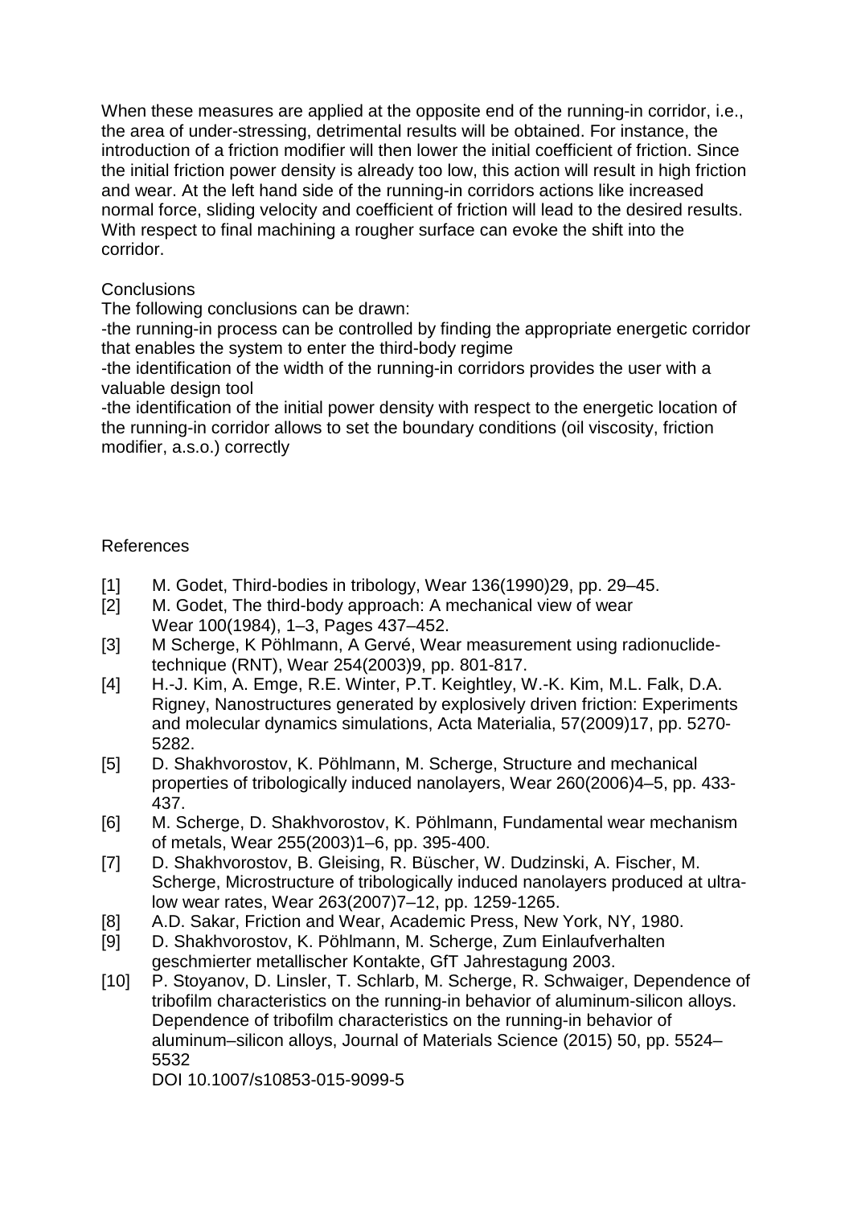When these measures are applied at the opposite end of the running-in corridor, i.e., the area of under-stressing, detrimental results will be obtained. For instance, the introduction of a friction modifier will then lower the initial coefficient of friction. Since the initial friction power density is already too low, this action will result in high friction and wear. At the left hand side of the running-in corridors actions like increased normal force, sliding velocity and coefficient of friction will lead to the desired results. With respect to final machining a rougher surface can evoke the shift into the corridor.

## Conclusions

The following conclusions can be drawn:

-the running-in process can be controlled by finding the appropriate energetic corridor that enables the system to enter the third-body regime

-the identification of the width of the running-in corridors provides the user with a valuable design tool

-the identification of the initial power density with respect to the energetic location of the running-in corridor allows to set the boundary conditions (oil viscosity, friction modifier, a.s.o.) correctly

## References

[1] M. Godet, Third-bodies in tribology, Wear 136(1990)29, pp. 29–45.

[2] M. Godet, The third-body approach: A mechanical view of wear Wear 100(1984), 1–3, Pages 437–452.

[3] M Scherge, K Pöhlmann, A Gervé, Wear measurement using radionuclide-technique (RNT), Wear 254(2003)9, pp. 801-817.

[4] H.-J. Kim, A. Emge, R.E. Winter, P.T. Keightley, W.-K. Kim, M.L. Falk, D.A. Rigney, Nanostructures generated by explosively driven friction: Experiments and molecular dynamics simulations, Acta Materialia, 57(2009)17, pp. 5270-5282.

[5] D. Shakhvorostov, K. Pöhlmann, M. Scherge, Structure and mechanical properties of tribologically induced nanolayers, Wear 260(2006)4–5, pp. 433-437.

[6] M. Scherge, D. Shakhvorostov, K. Pöhlmann, Fundamental wear mechanism of metals, Wear 255(2003)1–6, pp. 395-400.

[7] D. Shakhvorostov, B. Gleising, R. Büscher, W. Dudzinski, A. Fischer, M. Scherge, Microstructure of tribologically induced nanolayers produced at ultra-low wear rates, Wear 263(2007)7–12, pp. 1259-1265.

[8] A.D. Sakar, Friction and Wear, Academic Press, New York, NY, 1980.

[9] D. Shakhvorostov, K. Pöhlmann, M. Scherge, Zum Einlaufverhalten geschmierter metallischer Kontakte, GfT Jahrestagung 2003.

[10] P. Stoyanov, D. Linsler, T. Schlarb, M. Scherge, R. Schwaiger, Dependence of tribofilm characteristics on the running-in behavior of aluminum-silicon alloys. Dependence of tribofilm characteristics on the running-in behavior of aluminum–silicon alloys, Journal of Materials Science (2015) 50, pp. 5524–5532
DOI 10.1007/s10853-015-9099-5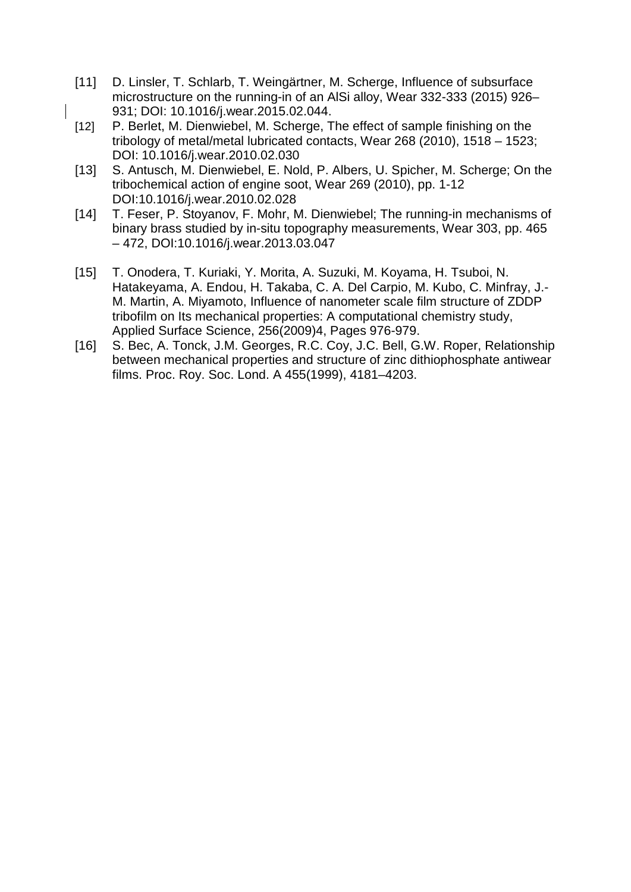[11] D. Linsler, T. Schlarb, T. Weingärtner, M. Scherge, Influence of subsurface microstructure on the running-in of an AlSi alloy, Wear 332-333 (2015) 926–931; DOI: 10.1016/j.wear.2015.02.044.

[12] P. Berlet, M. Dienwiebel, M. Scherge, The effect of sample finishing on the tribology of metal/metal lubricated contacts, Wear 268 (2010), 1518 – 1523; DOI: 10.1016/j.wear.2010.02.030

[13] S. Antusch, M. Dienwiebel, E. Nold, P. Albers, U. Spicher, M. Scherge; On the tribochemical action of engine soot, Wear 269 (2010), pp. 1-12 DOI:10.1016/j.wear.2010.02.028

[14] T. Feser, P. Stoyanov, F. Mohr, M. Dienwiebel; The running-in mechanisms of binary brass studied by in-situ topography measurements, Wear 303, pp. 465 – 472, DOI:10.1016/j.wear.2013.03.047

[15] T. Onodera, T. Kuriaki, Y. Morita, A. Suzuki, M. Koyama, H. Tsuboi, N. Hatakeyama, A. Endou, H. Takaba, C. A. Del Carpio, M. Kubo, C. Minfray, J.-M. Martin, A. Miyamoto, Influence of nanometer scale film structure of ZDDP tribofilm on Its mechanical properties: A computational chemistry study, Applied Surface Science, 256(2009)4, Pages 976-979.

[16] S. Bec, A. Tonck, J.M. Georges, R.C. Coy, J.C. Bell, G.W. Roper, Relationship between mechanical properties and structure of zinc dithiophosphate antiwear films. Proc. Roy. Soc. Lond. A 455(1999), 4181–4203.